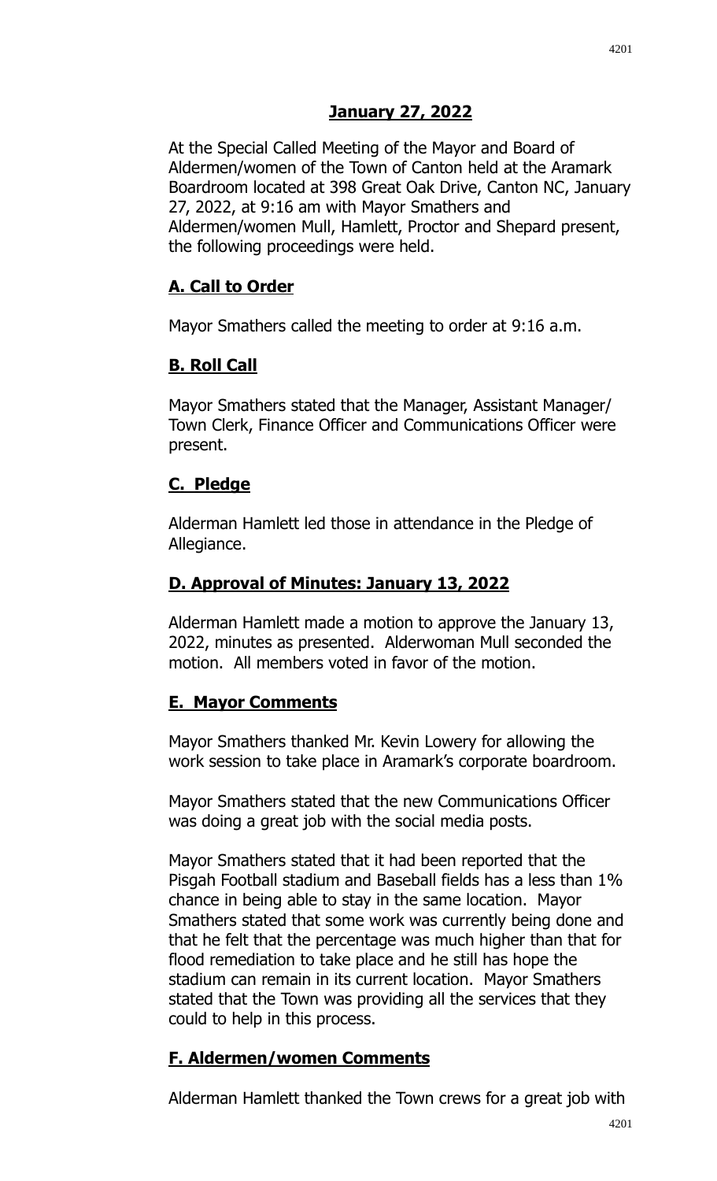## **January 27, 2022**

At the Special Called Meeting of the Mayor and Board of Aldermen/women of the Town of Canton held at the Aramark Boardroom located at 398 Great Oak Drive, Canton NC, January 27, 2022, at 9:16 am with Mayor Smathers and Aldermen/women Mull, Hamlett, Proctor and Shepard present, the following proceedings were held.

### **A. Call to Order**

Mayor Smathers called the meeting to order at 9:16 a.m.

### **B. Roll Call**

Mayor Smathers stated that the Manager, Assistant Manager/ Town Clerk, Finance Officer and Communications Officer were present.

### **C. Pledge**

Alderman Hamlett led those in attendance in the Pledge of Allegiance.

### **D. Approval of Minutes: January 13, 2022**

Alderman Hamlett made a motion to approve the January 13, 2022, minutes as presented. Alderwoman Mull seconded the motion. All members voted in favor of the motion.

### **E. Mayor Comments**

Mayor Smathers thanked Mr. Kevin Lowery for allowing the work session to take place in Aramark's corporate boardroom.

Mayor Smathers stated that the new Communications Officer was doing a great job with the social media posts.

Mayor Smathers stated that it had been reported that the Pisgah Football stadium and Baseball fields has a less than 1% chance in being able to stay in the same location. Mayor Smathers stated that some work was currently being done and that he felt that the percentage was much higher than that for flood remediation to take place and he still has hope the stadium can remain in its current location. Mayor Smathers stated that the Town was providing all the services that they could to help in this process.

### **F. Aldermen/women Comments**

Alderman Hamlett thanked the Town crews for a great job with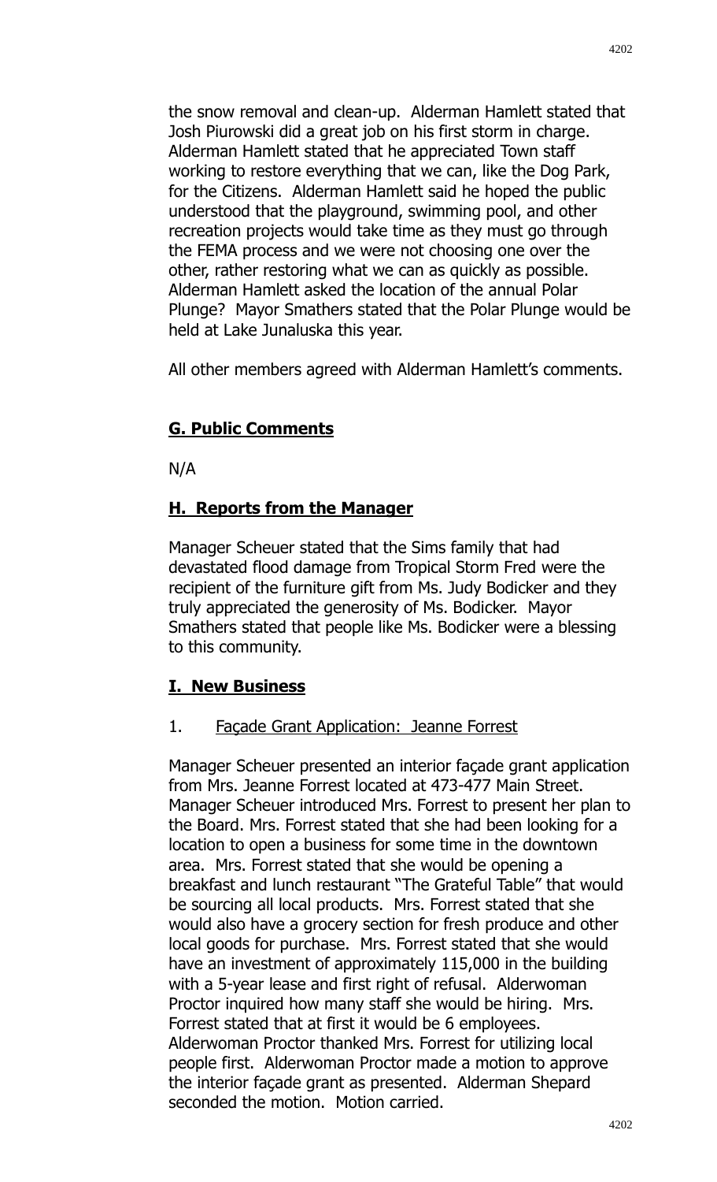the snow removal and clean-up. Alderman Hamlett stated that Josh Piurowski did a great job on his first storm in charge. Alderman Hamlett stated that he appreciated Town staff working to restore everything that we can, like the Dog Park, for the Citizens. Alderman Hamlett said he hoped the public understood that the playground, swimming pool, and other recreation projects would take time as they must go through the FEMA process and we were not choosing one over the other, rather restoring what we can as quickly as possible. Alderman Hamlett asked the location of the annual Polar Plunge? Mayor Smathers stated that the Polar Plunge would be held at Lake Junaluska this year.

All other members agreed with Alderman Hamlett's comments.

## G. Public Comments

N/A

## H. Reports from the Manager

Manager Scheuer stated that the Sims family that had devastated flood damage from Tropical Storm Fred were the recipient of the furniture gift from Ms. Judy Bodicker and they truly appreciated the generosity of Ms. Bodicker. Mayor Smathers stated that people like Ms. Bodicker were a blessing to this community.

## I. New Business

1. Façade Grant Application: Jeanne Forrest

Manager Scheuer presented an interior façade grant application from Mrs. Jeanne Forrest located at 473-477 Main Street. Manager Scheuer introduced Mrs. Forrest to present her plan to the Board. Mrs. Forrest stated that she had been looking for a location to open a business for some time in the downtown area. Mrs. Forrest stated that she would be opening a breakfast and lunch restaurant "The Grateful Table" that would be sourcing all local products. Mrs. Forrest stated that she would also have a grocery section for fresh produce and other local goods for purchase. Mrs. Forrest stated that she would have an investment of approximately 115,000 in the building with a 5-year lease and first right of refusal. Alderwoman Proctor inquired how many staff she would be hiring. Mrs. Forrest stated that at first it would be 6 employees. Alderwoman Proctor thanked Mrs. Forrest for utilizing local people first. Alderwoman Proctor made a motion to approve the interior façade grant as presented. Alderman Shepard seconded the motion. Motion carried.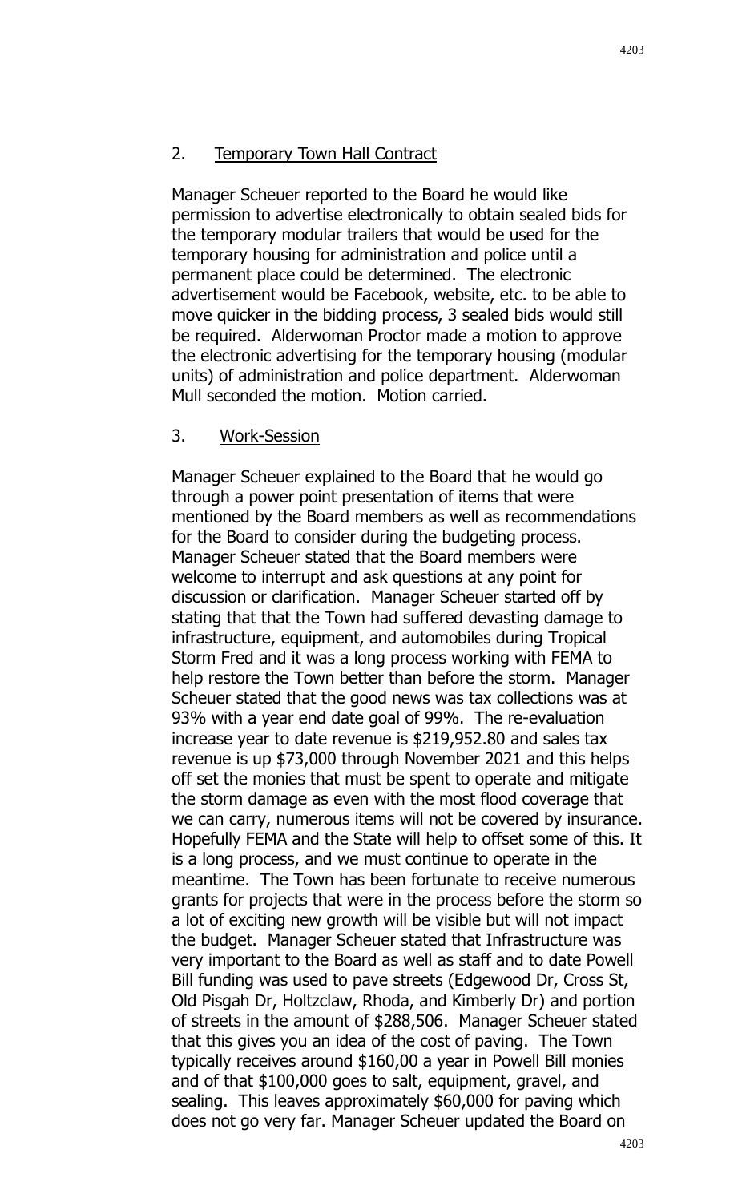2. Temporary Town Hall Contract

Manager Scheuer reported to the Board he would like permission to advertise electronically to obtain sealed bids for the temporary modular trailers that would be used for the temporary housing for administration and police until a permanent place could be determined. The electronic advertisement would be Facebook, website, etc. to be able to move quicker in the bidding process, 3 sealed bids would still be required. Alderwoman Proctor made a motion to approve the electronic advertising for the temporary housing (modular units) of administration and police department. Alderwoman Mull seconded the motion. Motion carried.

3. Work-Session

Manager Scheuer explained to the Board that he would go through a power point presentation of items that were mentioned by the Board members as well as recommendations for the Board to consider during the budgeting process. Manager Scheuer stated that the Board members were welcome to interrupt and ask questions at any point for discussion or clarification. Manager Scheuer started off by stating that that the Town had suffered devasting damage to infrastructure, equipment, and automobiles during Tropical Storm Fred and it was a long process working with FEMA to help restore the Town better than before the storm. Manager Scheuer stated that the good news was tax collections was at 93% with a year end date goal of 99%. The re-evaluation increase year to date revenue is $219,952.80 and sales tax revenue is up $73,000 through November 2021 and this helps off set the monies that must be spent to operate and mitigate the storm damage as even with the most flood coverage that we can carry, numerous items will not be covered by insurance. Hopefully FEMA and the State will help to offset some of this. It is a long process, and we must continue to operate in the meantime. The Town has been fortunate to receive numerous grants for projects that were in the process before the storm so a lot of exciting new growth will be visible but will not impact the budget. Manager Scheuer stated that Infrastructure was very important to the Board as well as staff and to date Powell Bill funding was used to pave streets (Edgewood Dr, Cross St, Old Pisgah Dr, Holtzclaw, Rhoda, and Kimberly Dr) and portion of streets in the amount of $288,506. Manager Scheuer stated that this gives you an idea of the cost of paving. The Town typically receives around $160,00 a year in Powell Bill monies and of that $100,000 goes to salt, equipment, gravel, and sealing. This leaves approximately $60,000 for paving which does not go very far. Manager Scheuer updated the Board on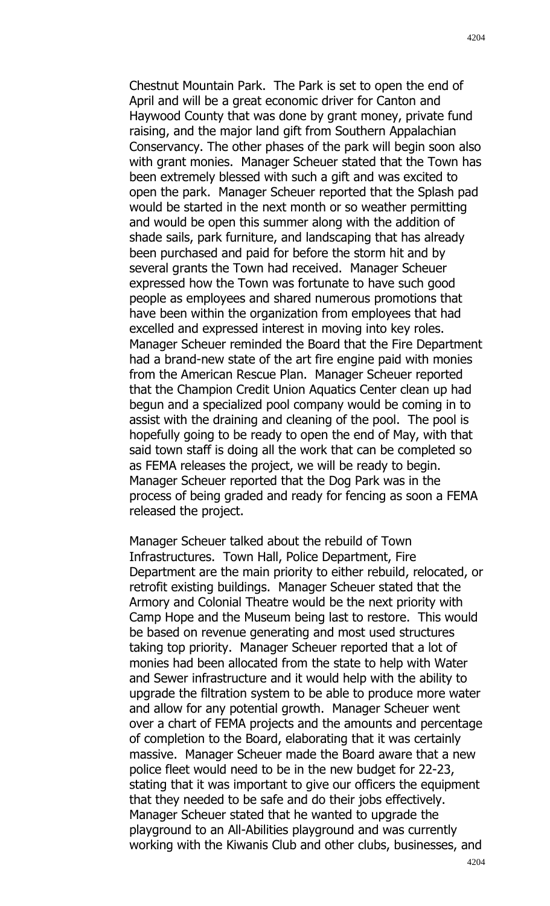Chestnut Mountain Park. The Park is set to open the end of April and will be a great economic driver for Canton and Haywood County that was done by grant money, private fund raising, and the major land gift from Southern Appalachian Conservancy. The other phases of the park will begin soon also with grant monies. Manager Scheuer stated that the Town has been extremely blessed with such a gift and was excited to open the park. Manager Scheuer reported that the Splash pad would be started in the next month or so weather permitting and would be open this summer along with the addition of shade sails, park furniture, and landscaping that has already been purchased and paid for before the storm hit and by several grants the Town had received. Manager Scheuer expressed how the Town was fortunate to have such good people as employees and shared numerous promotions that have been within the organization from employees that had excelled and expressed interest in moving into key roles. Manager Scheuer reminded the Board that the Fire Department had a brand-new state of the art fire engine paid with monies from the American Rescue Plan. Manager Scheuer reported that the Champion Credit Union Aquatics Center clean up had begun and a specialized pool company would be coming in to assist with the draining and cleaning of the pool. The pool is hopefully going to be ready to open the end of May, with that said town staff is doing all the work that can be completed so as FEMA releases the project, we will be ready to begin. Manager Scheuer reported that the Dog Park was in the process of being graded and ready for fencing as soon a FEMA released the project.

Manager Scheuer talked about the rebuild of Town Infrastructures. Town Hall, Police Department, Fire Department are the main priority to either rebuild, relocated, or retrofit existing buildings. Manager Scheuer stated that the Armory and Colonial Theatre would be the next priority with Camp Hope and the Museum being last to restore. This would be based on revenue generating and most used structures taking top priority. Manager Scheuer reported that a lot of monies had been allocated from the state to help with Water and Sewer infrastructure and it would help with the ability to upgrade the filtration system to be able to produce more water and allow for any potential growth. Manager Scheuer went over a chart of FEMA projects and the amounts and percentage of completion to the Board, elaborating that it was certainly massive. Manager Scheuer made the Board aware that a new police fleet would need to be in the new budget for 22-23, stating that it was important to give our officers the equipment that they needed to be safe and do their jobs effectively. Manager Scheuer stated that he wanted to upgrade the playground to an All-Abilities playground and was currently working with the Kiwanis Club and other clubs, businesses, and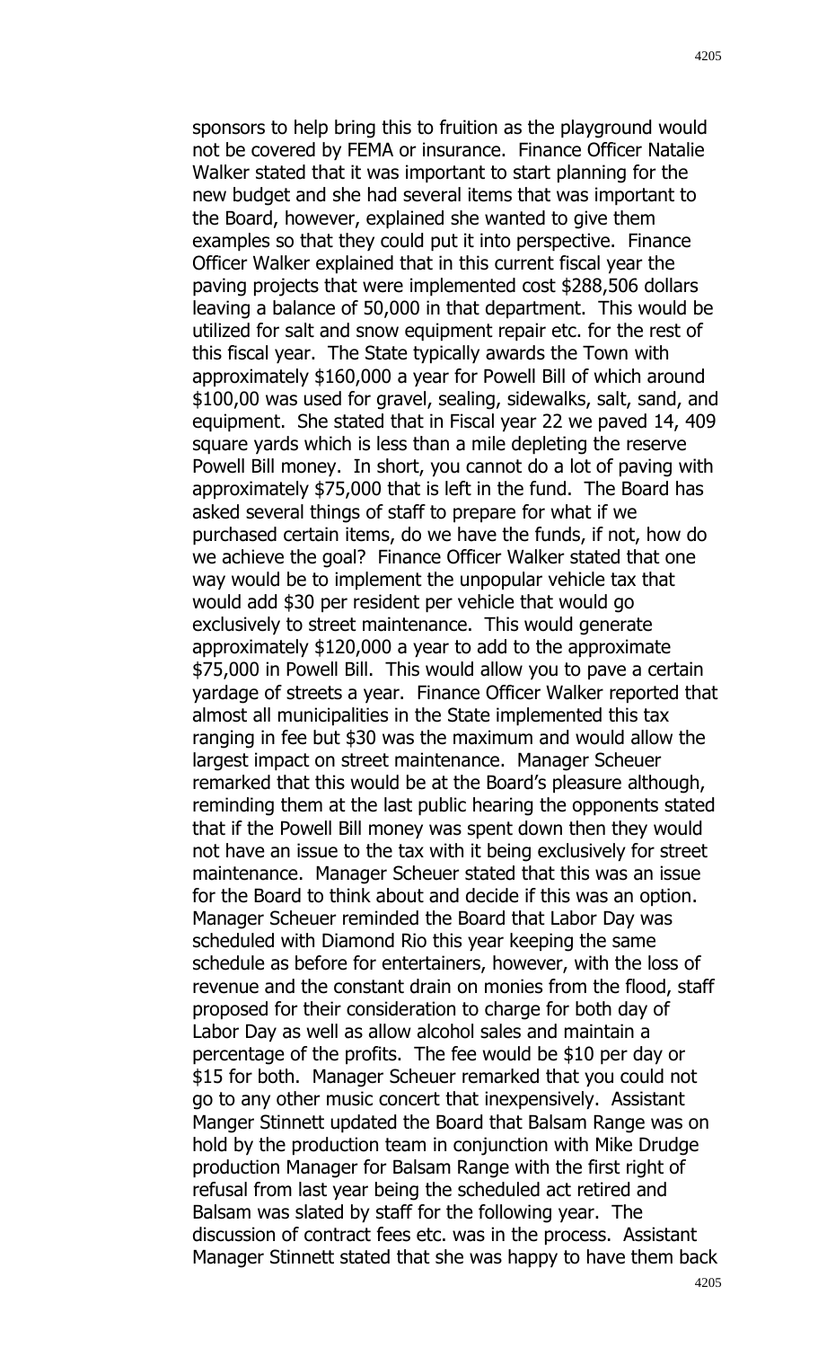sponsors to help bring this to fruition as the playground would not be covered by FEMA or insurance. Finance Officer Natalie Walker stated that it was important to start planning for the new budget and she had several items that was important to the Board, however, explained she wanted to give them examples so that they could put it into perspective. Finance Officer Walker explained that in this current fiscal year the paving projects that were implemented cost $288,506 dollars leaving a balance of 50,000 in that department. This would be utilized for salt and snow equipment repair etc. for the rest of this fiscal year. The State typically awards the Town with approximately $160,000 a year for Powell Bill of which around $100,00 was used for gravel, sealing, sidewalks, salt, sand, and equipment. She stated that in Fiscal year 22 we paved 14, 409 square yards which is less than a mile depleting the reserve Powell Bill money. In short, you cannot do a lot of paving with approximately $75,000 that is left in the fund. The Board has asked several things of staff to prepare for what if we purchased certain items, do we have the funds, if not, how do we achieve the goal? Finance Officer Walker stated that one way would be to implement the unpopular vehicle tax that would add $30 per resident per vehicle that would go exclusively to street maintenance. This would generate approximately $120,000 a year to add to the approximate $75,000 in Powell Bill. This would allow you to pave a certain yardage of streets a year. Finance Officer Walker reported that almost all municipalities in the State implemented this tax ranging in fee but $30 was the maximum and would allow the largest impact on street maintenance. Manager Scheuer remarked that this would be at the Board's pleasure although, reminding them at the last public hearing the opponents stated that if the Powell Bill money was spent down then they would not have an issue to the tax with it being exclusively for street maintenance. Manager Scheuer stated that this was an issue for the Board to think about and decide if this was an option. Manager Scheuer reminded the Board that Labor Day was scheduled with Diamond Rio this year keeping the same schedule as before for entertainers, however, with the loss of revenue and the constant drain on monies from the flood, staff proposed for their consideration to charge for both day of Labor Day as well as allow alcohol sales and maintain a percentage of the profits. The fee would be $10 per day or $15 for both. Manager Scheuer remarked that you could not go to any other music concert that inexpensively. Assistant Manger Stinnett updated the Board that Balsam Range was on hold by the production team in conjunction with Mike Drudge production Manager for Balsam Range with the first right of refusal from last year being the scheduled act retired and Balsam was slated by staff for the following year. The discussion of contract fees etc. was in the process. Assistant Manager Stinnett stated that she was happy to have them back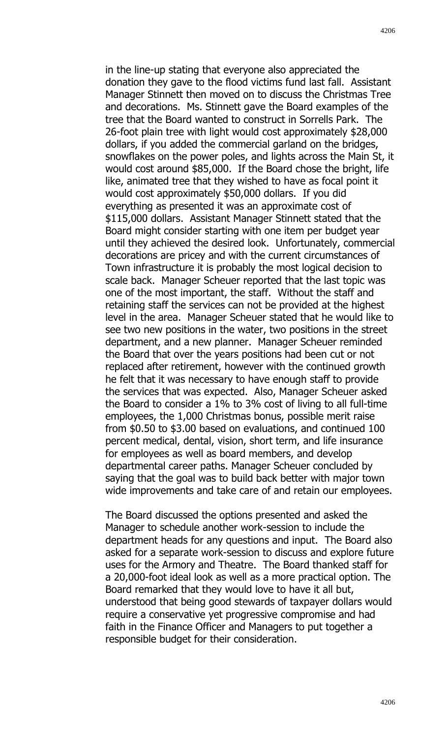in the line-up stating that everyone also appreciated the donation they gave to the flood victims fund last fall. Assistant Manager Stinnett then moved on to discuss the Christmas Tree and decorations. Ms. Stinnett gave the Board examples of the tree that the Board wanted to construct in Sorrells Park. The 26-foot plain tree with light would cost approximately $28,000 dollars, if you added the commercial garland on the bridges, snowflakes on the power poles, and lights across the Main St, it would cost around $85,000. If the Board chose the bright, life like, animated tree that they wished to have as focal point it would cost approximately $50,000 dollars. If you did everything as presented it was an approximate cost of $115,000 dollars. Assistant Manager Stinnett stated that the Board might consider starting with one item per budget year until they achieved the desired look. Unfortunately, commercial decorations are pricey and with the current circumstances of Town infrastructure it is probably the most logical decision to scale back. Manager Scheuer reported that the last topic was one of the most important, the staff. Without the staff and retaining staff the services can not be provided at the highest level in the area. Manager Scheuer stated that he would like to see two new positions in the water, two positions in the street department, and a new planner. Manager Scheuer reminded the Board that over the years positions had been cut or not replaced after retirement, however with the continued growth he felt that it was necessary to have enough staff to provide the services that was expected. Also, Manager Scheuer asked the Board to consider a 1% to 3% cost of living to all full-time employees, the 1,000 Christmas bonus, possible merit raise from $0.50 to $3.00 based on evaluations, and continued 100 percent medical, dental, vision, short term, and life insurance for employees as well as board members, and develop departmental career paths. Manager Scheuer concluded by saying that the goal was to build back better with major town wide improvements and take care of and retain our employees.

The Board discussed the options presented and asked the Manager to schedule another work-session to include the department heads for any questions and input. The Board also asked for a separate work-session to discuss and explore future uses for the Armory and Theatre. The Board thanked staff for a 20,000-foot ideal look as well as a more practical option. The Board remarked that they would love to have it all but, understood that being good stewards of taxpayer dollars would require a conservative yet progressive compromise and had faith in the Finance Officer and Managers to put together a responsible budget for their consideration.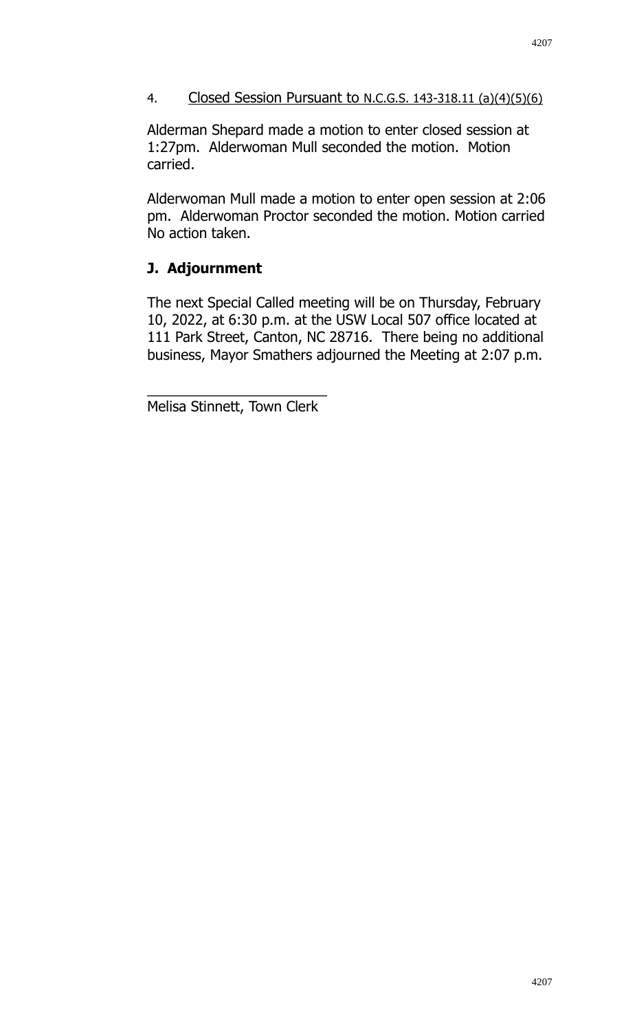4. Closed Session Pursuant to N.C.G.S. 143-318.11 (a)(4)(5)(6)

Alderman Shepard made a motion to enter closed session at 1:27pm. Alderwoman Mull seconded the motion. Motion carried.

Alderwoman Mull made a motion to enter open session at 2:06 pm. Alderwoman Proctor seconded the motion. Motion carried No action taken.

## J. Adjournment

The next Special Called meeting will be on Thursday, February 10, 2022, at 6:30 p.m. at the USW Local 507 office located at 111 Park Street, Canton, NC 28716. There being no additional business, Mayor Smathers adjourned the Meeting at 2:07 p.m.

______________________

Melisa Stinnett, Town Clerk